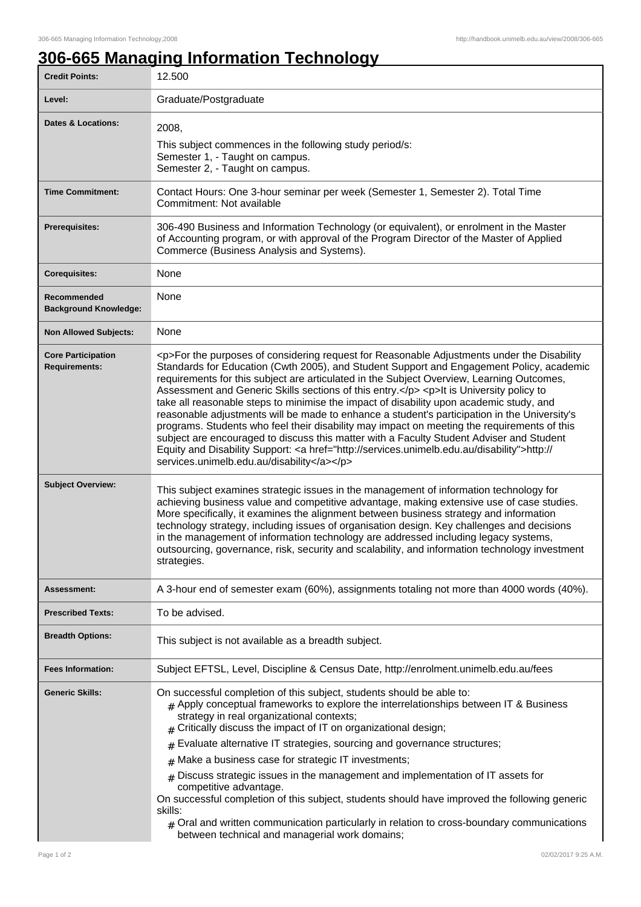# 306-665 Managing Information Technology

| Credit Points: | 12.500 |
|---|---|
| Level: | Graduate/Postgraduate |
| Dates & Locations: | 2008,<br>This subject commences in the following study period/s:<br>Semester 1, - Taught on campus.<br>Semester 2, - Taught on campus. |
| Time Commitment: | Contact Hours: One 3-hour seminar per week (Semester 1, Semester 2). Total Time Commitment: Not available |
| Prerequisites: | 306-490 Business and Information Technology (or equivalent), or enrolment in the Master of Accounting program, or with approval of the Program Director of the Master of Applied Commerce (Business Analysis and Systems). |
| Corequisites: | None |
| Recommended Background Knowledge: | None |
| Non Allowed Subjects: | None |
| Core Participation Requirements: | <p>For the purposes of considering request for Reasonable Adjustments under the Disability Standards for Education (Cwth 2005), and Student Support and Engagement Policy, academic requirements for this subject are articulated in the Subject Overview, Learning Outcomes, Assessment and Generic Skills sections of this entry.</p> <p>It is University policy to take all reasonable steps to minimise the impact of disability upon academic study, and reasonable adjustments will be made to enhance a student's participation in the University's programs. Students who feel their disability may impact on meeting the requirements of this subject are encouraged to discuss this matter with a Faculty Student Adviser and Student Equity and Disability Support: <a href="http://services.unimelb.edu.au/disability">http://services.unimelb.edu.au/disability</a></p> |
| Subject Overview: | This subject examines strategic issues in the management of information technology for achieving business value and competitive advantage, making extensive use of case studies. More specifically, it examines the alignment between business strategy and information technology strategy, including issues of organisation design. Key challenges and decisions in the management of information technology are addressed including legacy systems, outsourcing, governance, risk, security and scalability, and information technology investment strategies. |
| Assessment: | A 3-hour end of semester exam (60%), assignments totaling not more than 4000 words (40%). |
| Prescribed Texts: | To be advised. |
| Breadth Options: | This subject is not available as a breadth subject. |
| Fees Information: | Subject EFTSL, Level, Discipline & Census Date, http://enrolment.unimelb.edu.au/fees |
| Generic Skills: | On successful completion of this subject, students should be able to:<br># Apply conceptual frameworks to explore the interrelationships between IT & Business strategy in real organizational contexts;<br># Critically discuss the impact of IT on organizational design;<br># Evaluate alternative IT strategies, sourcing and governance structures;<br># Make a business case for strategic IT investments;<br># Discuss strategic issues in the management and implementation of IT assets for competitive advantage.<br>On successful completion of this subject, students should have improved the following generic skills:<br># Oral and written communication particularly in relation to cross-boundary communications between technical and managerial work domains; |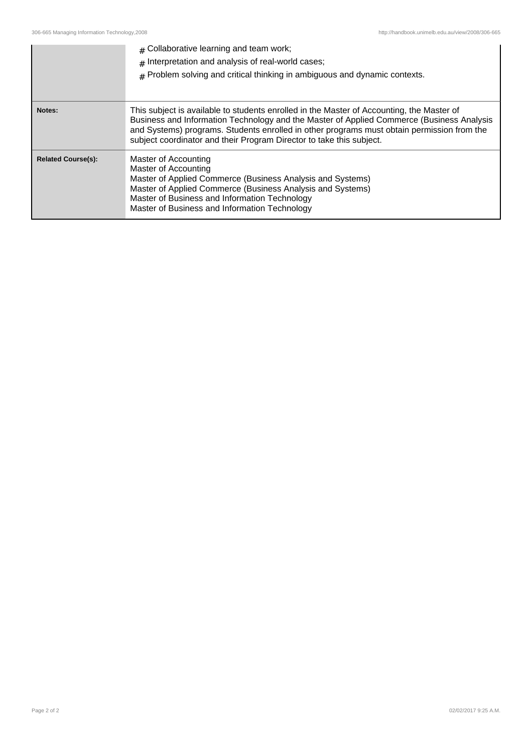| | |
|---|---|
| | # Collaborative learning and team work;<br># Interpretation and analysis of real-world cases;<br># Problem solving and critical thinking in ambiguous and dynamic contexts. |
| **Notes:** | This subject is available to students enrolled in the Master of Accounting, the Master of Business and Information Technology and the Master of Applied Commerce (Business Analysis and Systems) programs. Students enrolled in other programs must obtain permission from the subject coordinator and their Program Director to take this subject. |
| **Related Course(s):** | Master of Accounting<br>Master of Accounting<br>Master of Applied Commerce (Business Analysis and Systems)<br>Master of Applied Commerce (Business Analysis and Systems)<br>Master of Business and Information Technology<br>Master of Business and Information Technology |